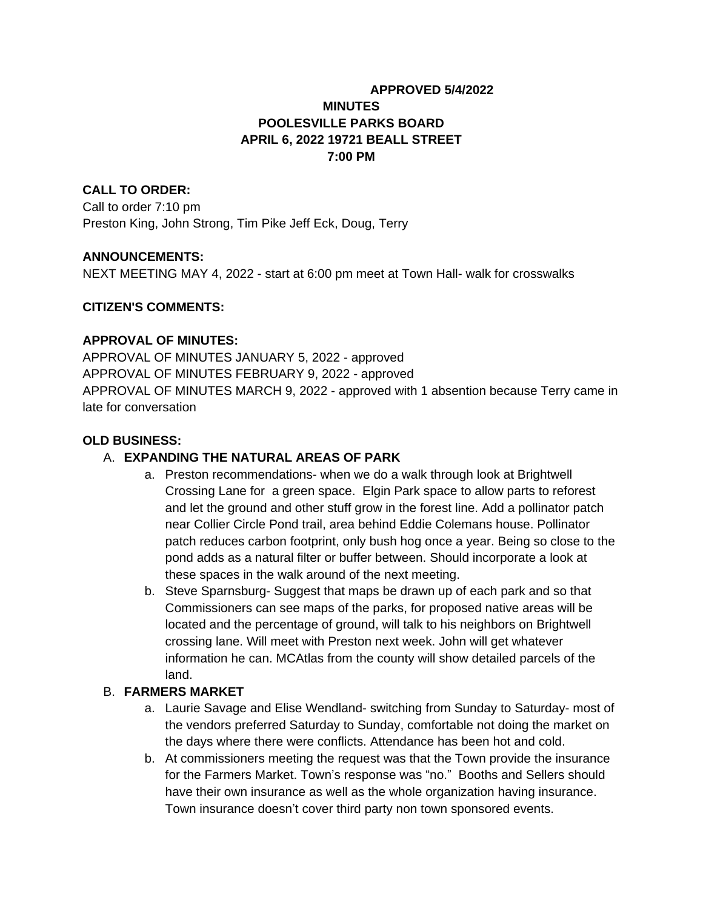**APPROVED 5/4/2022**

# MINUTES
# POOLESVILLE PARKS BOARD
# APRIL 6, 2022 19721 BEALL STREET
# 7:00 PM

**CALL TO ORDER:**

Call to order 7:10 pm
Preston King, John Strong, Tim Pike Jeff Eck, Doug, Terry

**ANNOUNCEMENTS:**

NEXT MEETING MAY 4, 2022 - start at 6:00 pm meet at Town Hall- walk for crosswalks

**CITIZEN'S COMMENTS:**

**APPROVAL OF MINUTES:**

APPROVAL OF MINUTES JANUARY 5, 2022 - approved
APPROVAL OF MINUTES FEBRUARY 9, 2022 - approved
APPROVAL OF MINUTES MARCH 9, 2022 - approved with 1 absention because Terry came in late for conversation

**OLD BUSINESS:**

A. **EXPANDING THE NATURAL AREAS OF PARK**
   a. Preston recommendations- when we do a walk through look at Brightwell Crossing Lane for a green space. Elgin Park space to allow parts to reforest and let the ground and other stuff grow in the forest line. Add a pollinator patch near Collier Circle Pond trail, area behind Eddie Colemans house. Pollinator patch reduces carbon footprint, only bush hog once a year. Being so close to the pond adds as a natural filter or buffer between. Should incorporate a look at these spaces in the walk around of the next meeting.
   b. Steve Sparnsburg- Suggest that maps be drawn up of each park and so that Commissioners can see maps of the parks, for proposed native areas will be located and the percentage of ground, will talk to his neighbors on Brightwell crossing lane. Will meet with Preston next week. John will get whatever information he can. MCAtlas from the county will show detailed parcels of the land.

B. **FARMERS MARKET**
   a. Laurie Savage and Elise Wendland- switching from Sunday to Saturday- most of the vendors preferred Saturday to Sunday, comfortable not doing the market on the days where there were conflicts. Attendance has been hot and cold.
   b. At commissioners meeting the request was that the Town provide the insurance for the Farmers Market. Town's response was "no." Booths and Sellers should have their own insurance as well as the whole organization having insurance. Town insurance doesn't cover third party non town sponsored events.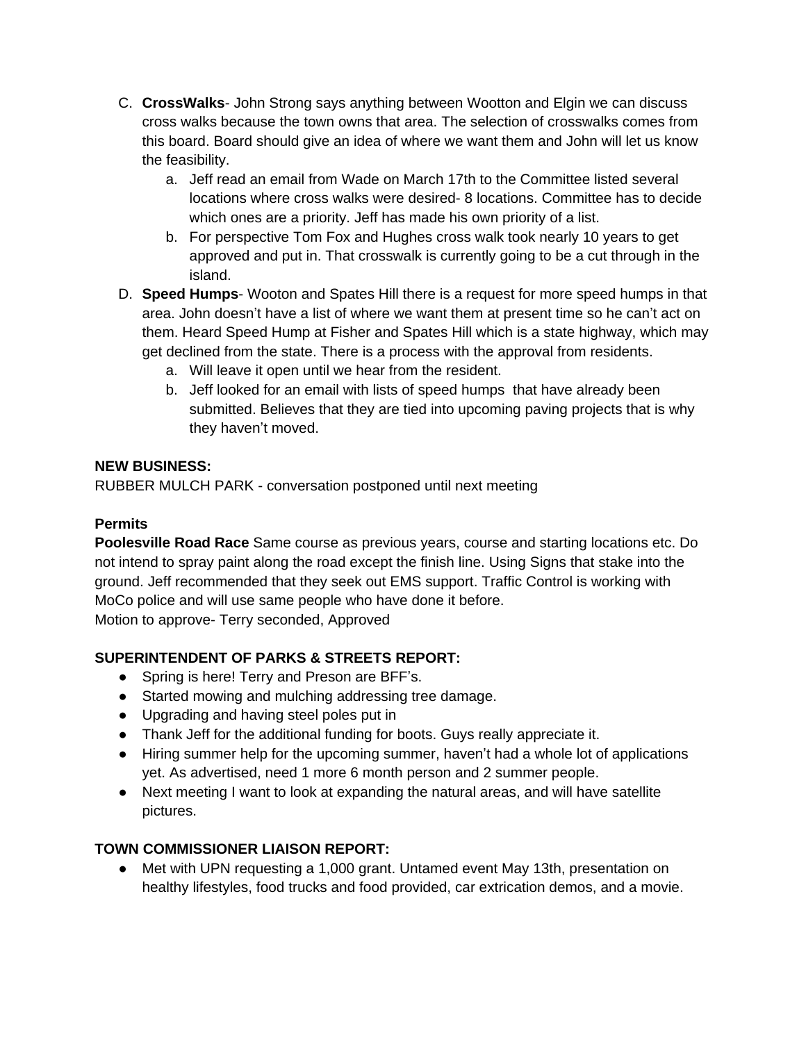C. **CrossWalks**- John Strong says anything between Wootton and Elgin we can discuss cross walks because the town owns that area. The selection of crosswalks comes from this board. Board should give an idea of where we want them and John will let us know the feasibility.
   a. Jeff read an email from Wade on March 17th to the Committee listed several locations where cross walks were desired- 8 locations. Committee has to decide which ones are a priority. Jeff has made his own priority of a list.
   b. For perspective Tom Fox and Hughes cross walk took nearly 10 years to get approved and put in. That crosswalk is currently going to be a cut through in the island.

D. **Speed Humps**- Wooton and Spates Hill there is a request for more speed humps in that area. John doesn't have a list of where we want them at present time so he can't act on them. Heard Speed Hump at Fisher and Spates Hill which is a state highway, which may get declined from the state. There is a process with the approval from residents.
   a. Will leave it open until we hear from the resident.
   b. Jeff looked for an email with lists of speed humps that have already been submitted. Believes that they are tied into upcoming paving projects that is why they haven't moved.

**NEW BUSINESS:**

RUBBER MULCH PARK - conversation postponed until next meeting

**Permits**

**Poolesville Road Race** Same course as previous years, course and starting locations etc. Do not intend to spray paint along the road except the finish line. Using Signs that stake into the ground. Jeff recommended that they seek out EMS support. Traffic Control is working with MoCo police and will use same people who have done it before.

Motion to approve- Terry seconded, Approved

**SUPERINTENDENT OF PARKS & STREETS REPORT:**

- Spring is here! Terry and Preson are BFF's.
- Started mowing and mulching addressing tree damage.
- Upgrading and having steel poles put in
- Thank Jeff for the additional funding for boots. Guys really appreciate it.
- Hiring summer help for the upcoming summer, haven't had a whole lot of applications yet. As advertised, need 1 more 6 month person and 2 summer people.
- Next meeting I want to look at expanding the natural areas, and will have satellite pictures.

**TOWN COMMISSIONER LIAISON REPORT:**

- Met with UPN requesting a 1,000 grant. Untamed event May 13th, presentation on healthy lifestyles, food trucks and food provided, car extrication demos, and a movie.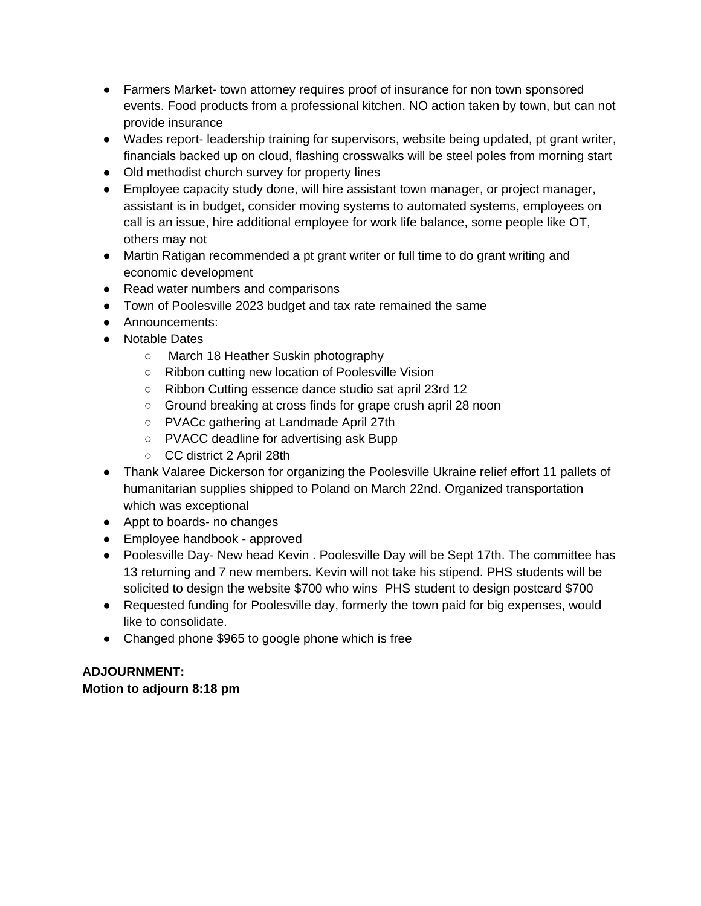- Farmers Market- town attorney requires proof of insurance for non town sponsored events. Food products from a professional kitchen. NO action taken by town, but can not provide insurance
- Wades report- leadership training for supervisors, website being updated, pt grant writer, financials backed up on cloud, flashing crosswalks will be steel poles from morning start
- Old methodist church survey for property lines
- Employee capacity study done, will hire assistant town manager, or project manager, assistant is in budget, consider moving systems to automated systems, employees on call is an issue, hire additional employee for work life balance, some people like OT, others may not
- Martin Ratigan recommended a pt grant writer or full time to do grant writing and economic development
- Read water numbers and comparisons
- Town of Poolesville 2023 budget and tax rate remained the same
- Announcements:
- Notable Dates
  - March 18 Heather Suskin photography
  - Ribbon cutting new location of Poolesville Vision
  - Ribbon Cutting essence dance studio sat april 23rd 12
  - Ground breaking at cross finds for grape crush april 28 noon
  - PVACc gathering at Landmade April 27th
  - PVACC deadline for advertising ask Bupp
  - CC district 2 April 28th
- Thank Valaree Dickerson for organizing the Poolesville Ukraine relief effort 11 pallets of humanitarian supplies shipped to Poland on March 22nd. Organized transportation which was exceptional
- Appt to boards- no changes
- Employee handbook - approved
- Poolesville Day- New head Kevin . Poolesville Day will be Sept 17th. The committee has 13 returning and 7 new members. Kevin will not take his stipend. PHS students will be solicited to design the website $700 who wins PHS student to design postcard $700
- Requested funding for Poolesville day, formerly the town paid for big expenses, would like to consolidate.
- Changed phone $965 to google phone which is free

**ADJOURNMENT:**
**Motion to adjourn 8:18 pm**